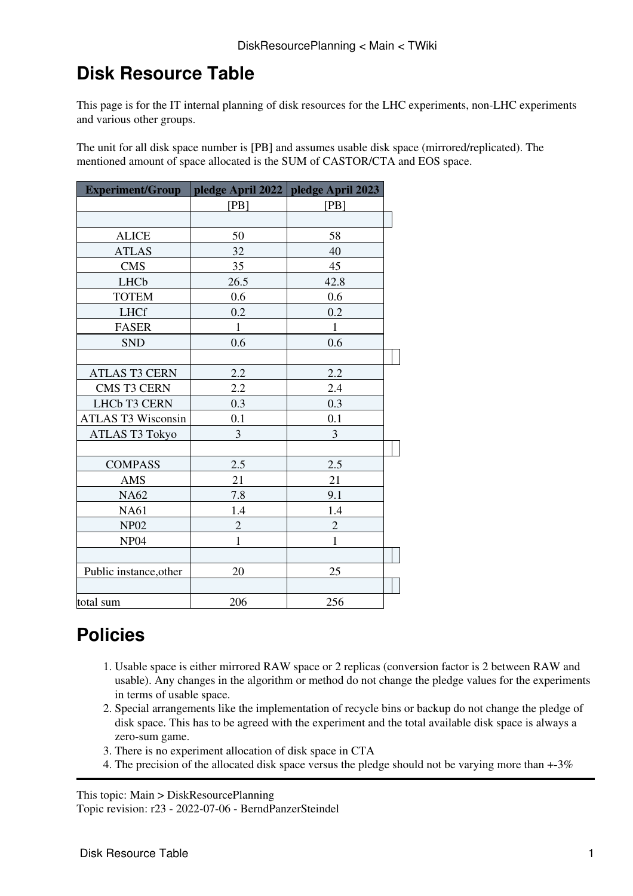# Disk Resource Table

This page is for the IT internal planning of disk resources for the LHC experiments, non-LHC experiments and various other groups.

The unit for all disk space number is [PB] and assumes usable disk space (mirrored/replicated). The mentioned amount of space allocated is the SUM of CASTOR/CTA and EOS space.

| Experiment/Group | pledge April 2022 | pledge April 2023 |
|---|---|---|
| | [PB] | [PB] |
| | | |
| ALICE | 50 | 58 |
| ATLAS | 32 | 40 |
| CMS | 35 | 45 |
| LHCb | 26.5 | 42.8 |
| TOTEM | 0.6 | 0.6 |
| LHCf | 0.2 | 0.2 |
| FASER | 1 | 1 |
| SND | 0.6 | 0.6 |
| | | |
| ATLAS T3 CERN | 2.2 | 2.2 |
| CMS T3 CERN | 2.2 | 2.4 |
| LHCb T3 CERN | 0.3 | 0.3 |
| ATLAS T3 Wisconsin | 0.1 | 0.1 |
| ATLAS T3 Tokyo | 3 | 3 |
| | | |
| COMPASS | 2.5 | 2.5 |
| AMS | 21 | 21 |
| NA62 | 7.8 | 9.1 |
| NA61 | 1.4 | 1.4 |
| NP02 | 2 | 2 |
| NP04 | 1 | 1 |
| | | |
| Public instance,other | 20 | 25 |
| | | |
| total sum | 206 | 256 |

# Policies

1. Usable space is either mirrored RAW space or 2 replicas (conversion factor is 2 between RAW and usable). Any changes in the algorithm or method do not change the pledge values for the experiments in terms of usable space.
2. Special arrangements like the implementation of recycle bins or backup do not change the pledge of disk space. This has to be agreed with the experiment and the total available disk space is always a zero-sum game.
3. There is no experiment allocation of disk space in CTA
4. The precision of the allocated disk space versus the pledge should not be varying more than +-3%

---

This topic: Main > DiskResourcePlanning
Topic revision: r23 - 2022-07-06 - BerndPanzerSteindel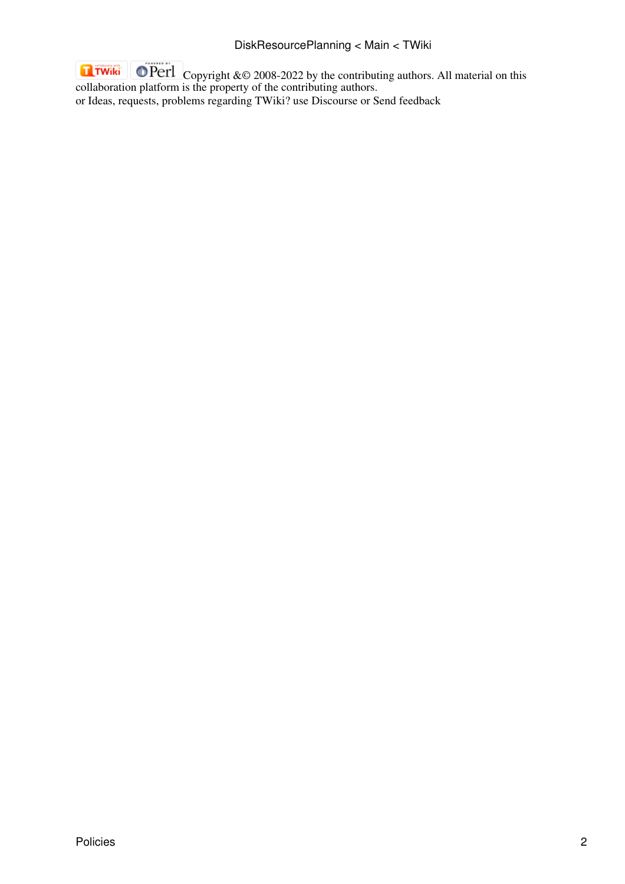Copyright &© 2008-2022 by the contributing authors. All material on this collaboration platform is the property of the contributing authors.
or Ideas, requests, problems regarding TWiki? use Discourse or Send feedback